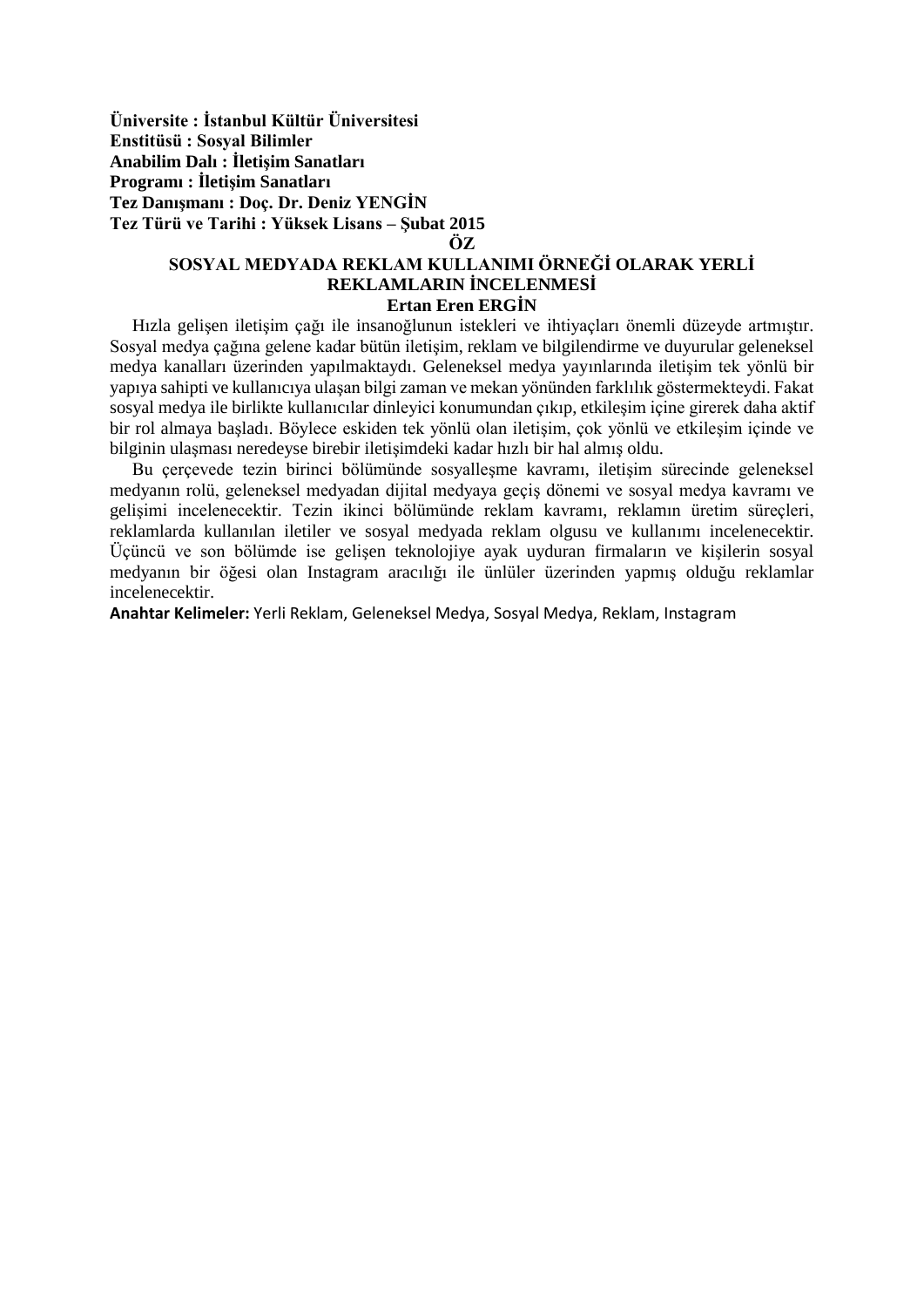**Üniversite : İstanbul Kültür Üniversitesi**
**Enstitüsü : Sosyal Bilimler**
**Anabilim Dalı : İletişim Sanatları**
**Programı : İletişim Sanatları**
**Tez Danışmanı : Doç. Dr. Deniz YENGİN**
**Tez Türü ve Tarihi : Yüksek Lisans – Şubat 2015**

# ÖZ

## SOSYAL MEDYADA REKLAM KULLANIMI ÖRNEĞİ OLARAK YERLİ REKLAMLARIN İNCELENMESİ

**Ertan Eren ERGİN**

Hızla gelişen iletişim çağı ile insanoğlunun istekleri ve ihtiyaçları önemli düzeyde artmıştır. Sosyal medya çağına gelene kadar bütün iletişim, reklam ve bilgilendirme ve duyurular geleneksel medya kanalları üzerinden yapılmaktaydı. Geleneksel medya yayınlarında iletişim tek yönlü bir yapıya sahipti ve kullanıcıya ulaşan bilgi zaman ve mekan yönünden farklılık göstermekteydi. Fakat sosyal medya ile birlikte kullanıcılar dinleyici konumundan çıkıp, etkileşim içine girerek daha aktif bir rol almaya başladı. Böylece eskiden tek yönlü olan iletişim, çok yönlü ve etkileşim içinde ve bilginin ulaşması neredeyse birebir iletişimdeki kadar hızlı bir hal almış oldu.

Bu çerçevede tezin birinci bölümünde sosyalleşme kavramı, iletişim sürecinde geleneksel medyanın rolü, geleneksel medyadan dijital medyaya geçiş dönemi ve sosyal medya kavramı ve gelişimi incelenecektir. Tezin ikinci bölümünde reklam kavramı, reklamın üretim süreçleri, reklamlarda kullanılan iletiler ve sosyal medyada reklam olgusu ve kullanımı incelenecektir. Üçüncü ve son bölümde ise gelişen teknolojiye ayak uyduran firmaların ve kişilerin sosyal medyanın bir öğesi olan Instagram aracılığı ile ünlüler üzerinden yapmış olduğu reklamlar incelenecektir.

**Anahtar Kelimeler:** Yerli Reklam, Geleneksel Medya, Sosyal Medya, Reklam, Instagram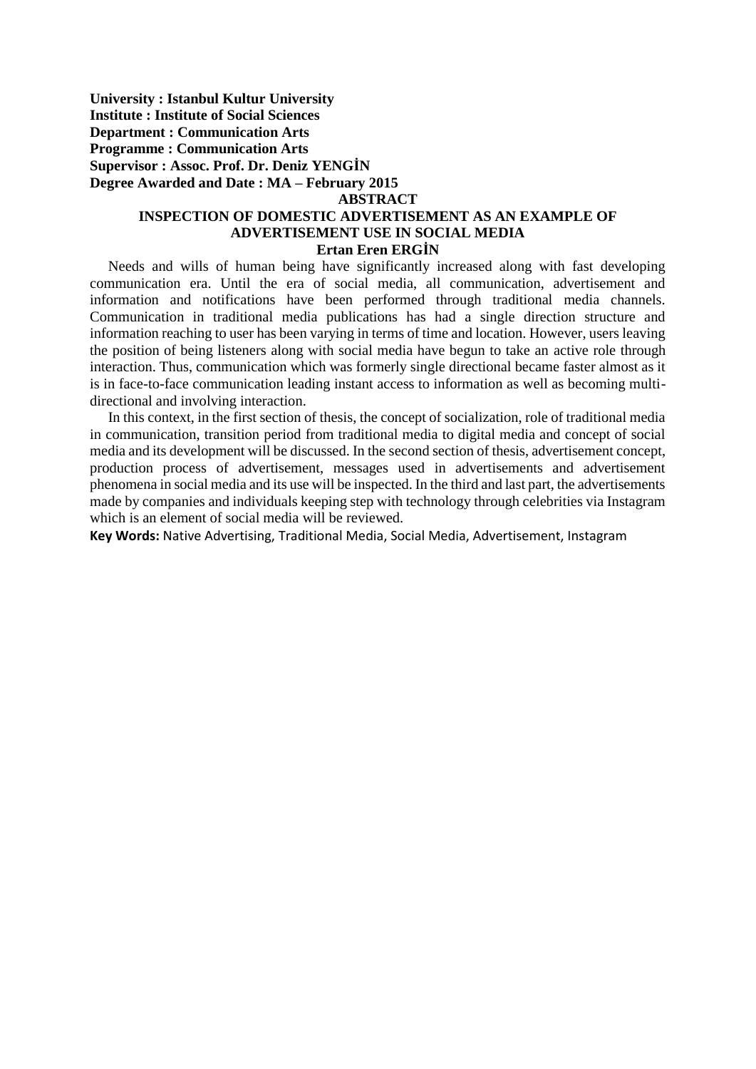**University : Istanbul Kultur University**
**Institute : Institute of Social Sciences**
**Department : Communication Arts**
**Programme : Communication Arts**
**Supervisor : Assoc. Prof. Dr. Deniz YENGİN**
**Degree Awarded and Date : MA – February 2015**

## ABSTRACT

## INSPECTION OF DOMESTIC ADVERTISEMENT AS AN EXAMPLE OF ADVERTISEMENT USE IN SOCIAL MEDIA

**Ertan Eren ERGİN**

Needs and wills of human being have significantly increased along with fast developing communication era. Until the era of social media, all communication, advertisement and information and notifications have been performed through traditional media channels. Communication in traditional media publications has had a single direction structure and information reaching to user has been varying in terms of time and location. However, users leaving the position of being listeners along with social media have begun to take an active role through interaction. Thus, communication which was formerly single directional became faster almost as it is in face-to-face communication leading instant access to information as well as becoming multi-directional and involving interaction.

In this context, in the first section of thesis, the concept of socialization, role of traditional media in communication, transition period from traditional media to digital media and concept of social media and its development will be discussed. In the second section of thesis, advertisement concept, production process of advertisement, messages used in advertisements and advertisement phenomena in social media and its use will be inspected. In the third and last part, the advertisements made by companies and individuals keeping step with technology through celebrities via Instagram which is an element of social media will be reviewed.

**Key Words:** Native Advertising, Traditional Media, Social Media, Advertisement, Instagram